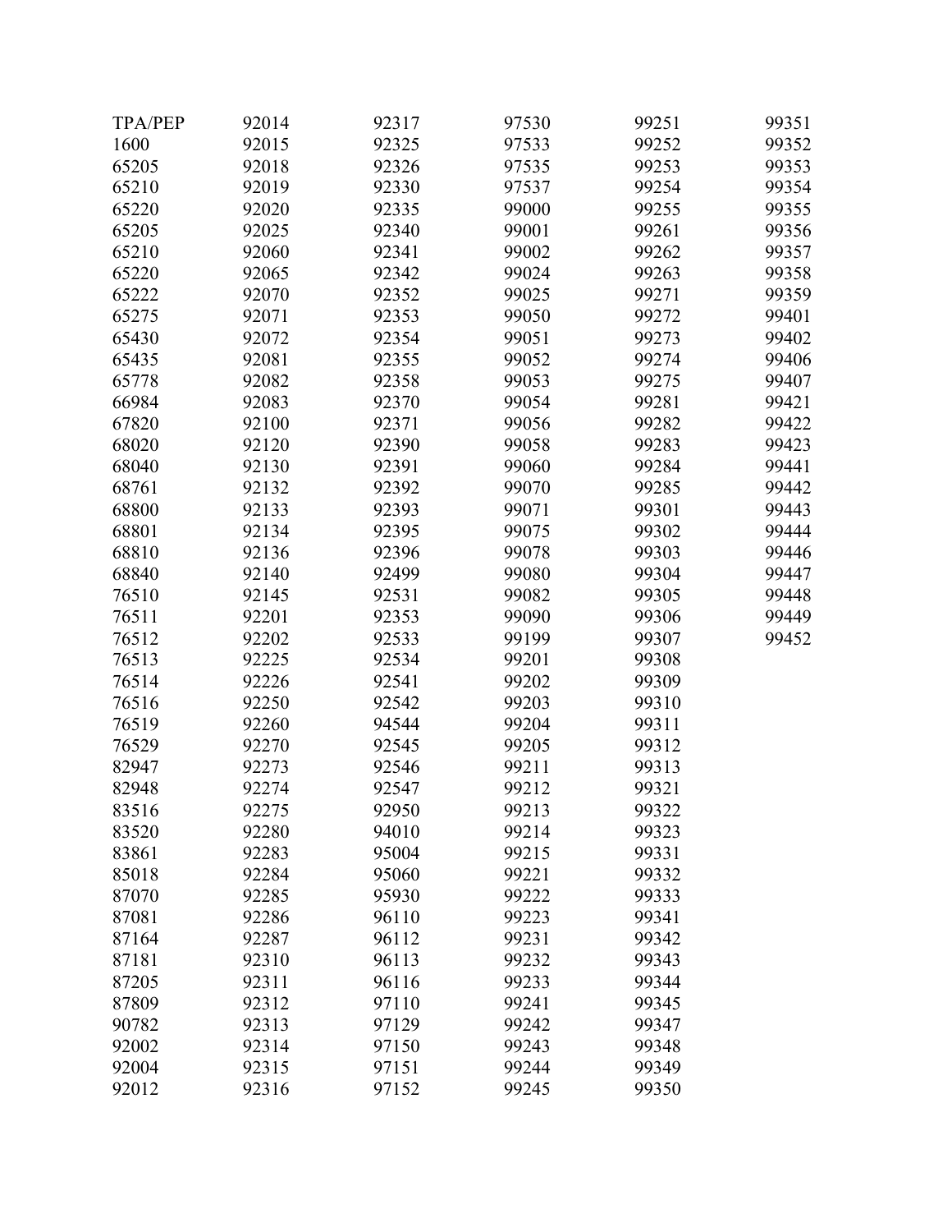TPA/PEP
1600
65205
65210
65220
65205
65210
65220
65222
65275
65430
65435
65778
66984
67820
68020
68040
68761
68800
68801
68810
68840
76510
76511
76512
76513
76514
76516
76519
76529
82947
82948
83516
83520
83861
85018
87070
87081
87164
87181
87205
87809
90782
92002
92004
92012
92014
92015
92018
92019
92020
92025
92060
92065
92070
92071
92072
92081
92082
92083
92100
92120
92130
92132
92133
92134
92136
92140
92145
92201
92202
92225
92226
92250
92260
92270
92273
92274
92275
92280
92283
92284
92285
92286
92287
92310
92311
92312
92313
92314
92315
92316
92317
92325
92326
92330
92335
92340
92341
92342
92352
92353
92354
92355
92358
92370
92371
92390
92391
92392
92393
92395
92396
92499
92531
92353
92533
92534
92541
92542
94544
92545
92546
92547
92950
94010
95004
95060
95930
96110
96112
96113
96116
97110
97129
97150
97151
97152
97530
97533
97535
97537
99000
99001
99002
99024
99025
99050
99051
99052
99053
99054
99056
99058
99060
99070
99071
99075
99078
99080
99082
99090
99199
99201
99202
99203
99204
99205
99211
99212
99213
99214
99215
99221
99222
99223
99231
99232
99233
99241
99242
99243
99244
99245
99251
99252
99253
99254
99255
99261
99262
99263
99271
99272
99273
99274
99275
99281
99282
99283
99284
99285
99301
99302
99303
99304
99305
99306
99307
99308
99309
99310
99311
99312
99313
99321
99322
99323
99331
99332
99333
99341
99342
99343
99344
99345
99347
99348
99349
99350
99351
99352
99353
99354
99355
99356
99357
99358
99359
99401
99402
99406
99407
99421
99422
99423
99441
99442
99443
99444
99446
99447
99448
99449
99452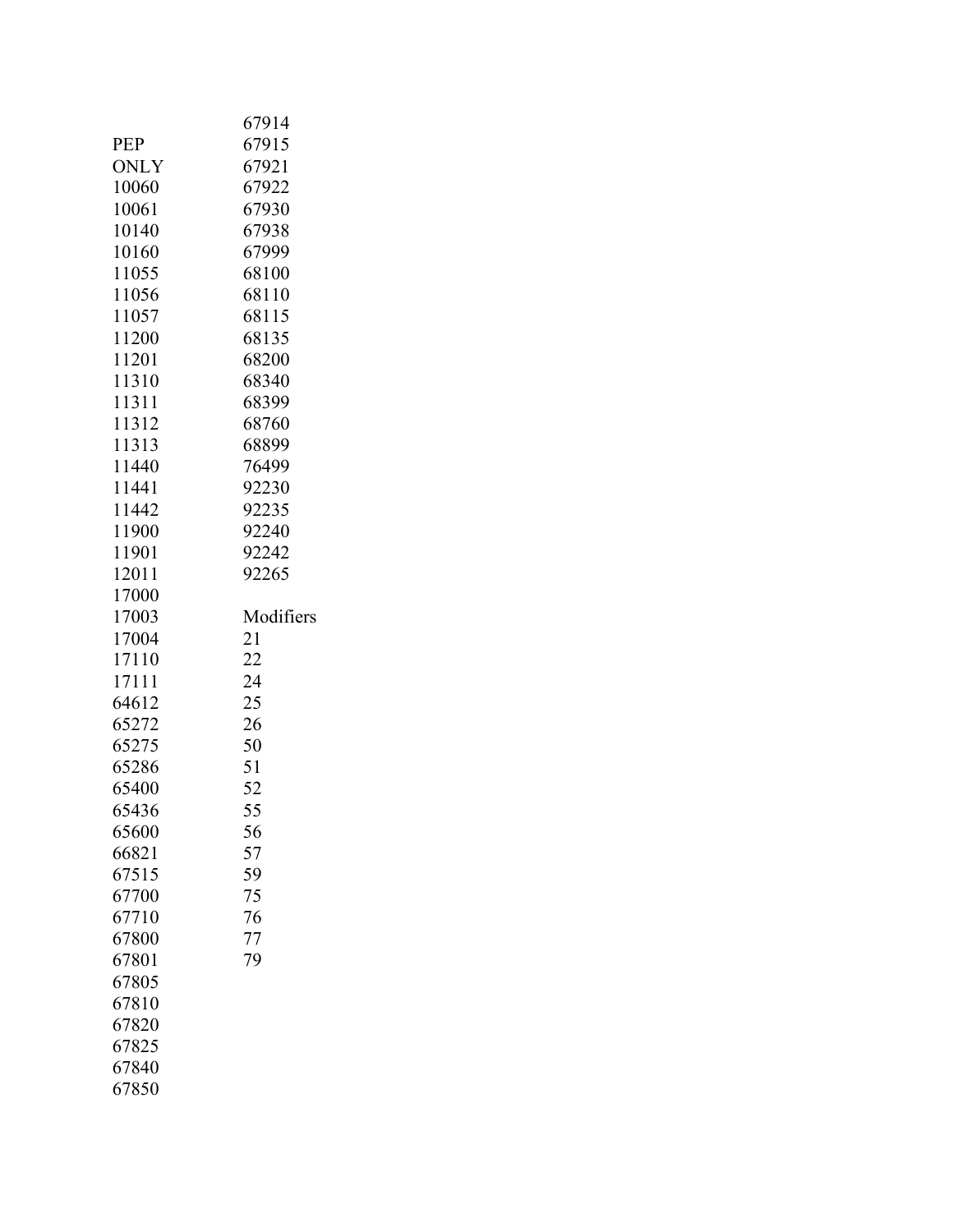PEP ONLY

10060
10061
10140
10160
11055
11056
11057
11200
11201
11310
11311
11312
11313
11440
11441
11442
11900
11901
12011
17000
17003
17004
17110
17111
64612
65272
65275
65286
65400
65436
65600
66821
67515
67700
67710
67800
67801
67805
67810
67820
67825
67840
67850
67914
67915
67921
67922
67930
67938
67999
68100
68110
68115
68135
68200
68340
68399
68760
68899
76499
92230
92235
92240
92242
92265

Modifiers

21
22
24
25
26
50
51
52
55
56
57
59
75
76
77
79